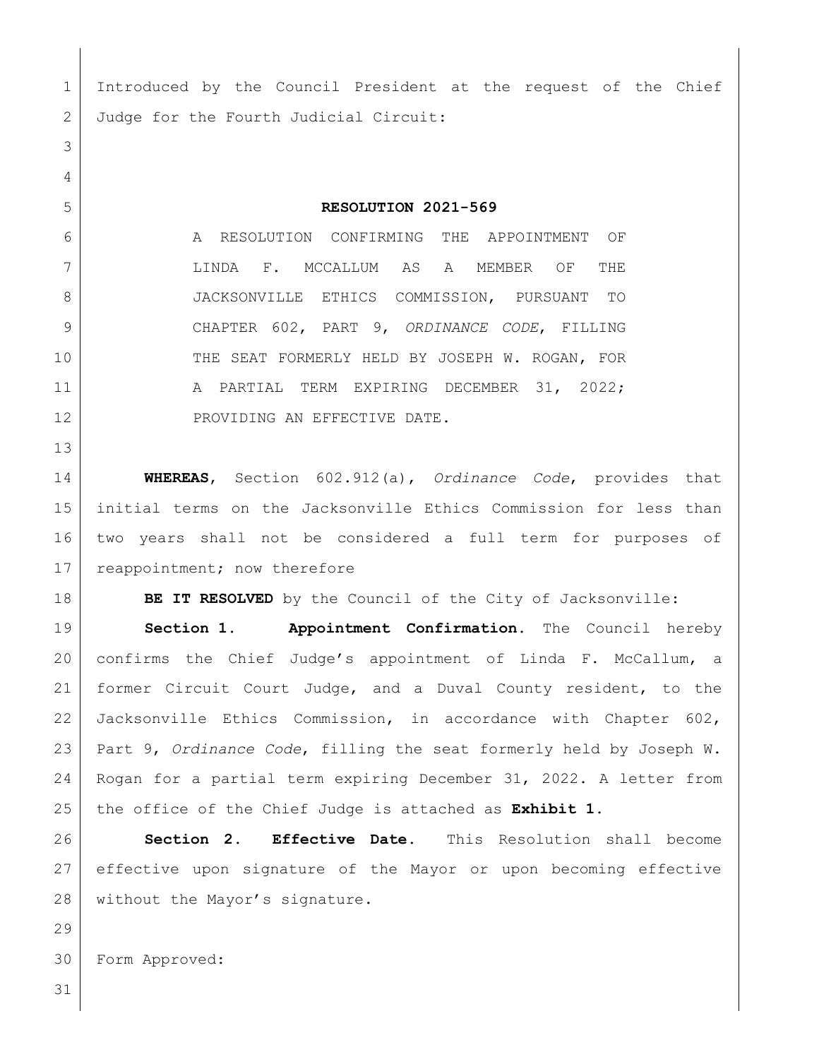Introduced by the Council President at the request of the Chief Judge for the Fourth Judicial Circuit:

**RESOLUTION 2021-569**

A RESOLUTION CONFIRMING THE APPOINTMENT OF LINDA F. MCCALLUM AS A MEMBER OF THE JACKSONVILLE ETHICS COMMISSION, PURSUANT TO CHAPTER 602, PART 9, *ORDINANCE CODE*, FILLING THE SEAT FORMERLY HELD BY JOSEPH W. ROGAN, FOR A PARTIAL TERM EXPIRING DECEMBER 31, 2022; PROVIDING AN EFFECTIVE DATE.

**WHEREAS**, Section 602.912(a), *Ordinance Code*, provides that initial terms on the Jacksonville Ethics Commission for less than two years shall not be considered a full term for purposes of reappointment; now therefore

**BE IT RESOLVED** by the Council of the City of Jacksonville:

**Section 1. Appointment Confirmation.** The Council hereby confirms the Chief Judge's appointment of Linda F. McCallum, a former Circuit Court Judge, and a Duval County resident, to the Jacksonville Ethics Commission, in accordance with Chapter 602, Part 9, *Ordinance Code*, filling the seat formerly held by Joseph W. Rogan for a partial term expiring December 31, 2022. A letter from the office of the Chief Judge is attached as **Exhibit 1.**

**Section 2. Effective Date.** This Resolution shall become effective upon signature of the Mayor or upon becoming effective without the Mayor's signature.

Form Approved: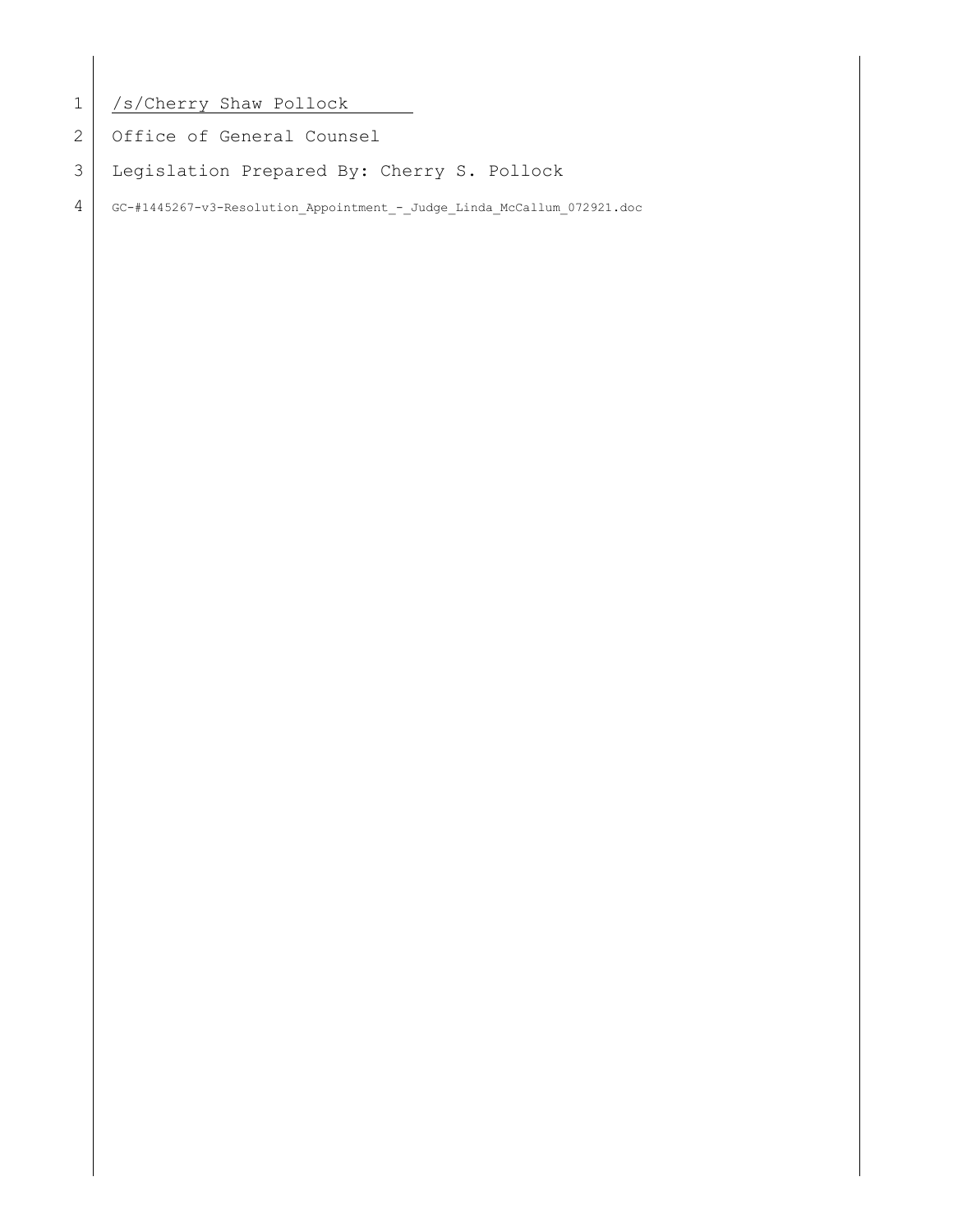/s/Cherry Shaw Pollock

Office of General Counsel

Legislation Prepared By: Cherry S. Pollock

GC-#1445267-v3-Resolution_Appointment_-_Judge_Linda_McCallum_072921.doc